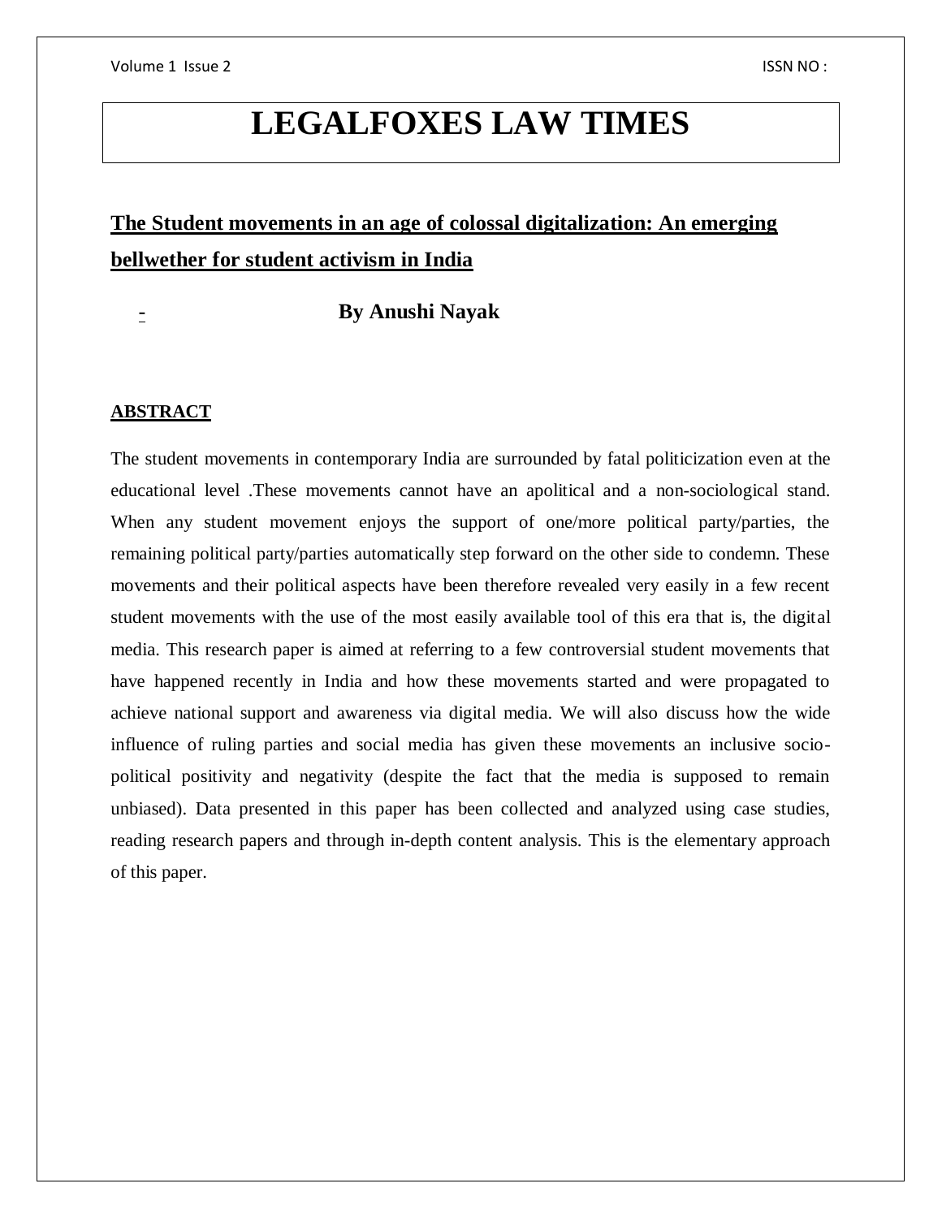# LEGALFOXES LAW TIMES

## The Student movements in an age of colossal digitalization: An emerging bellwether for student activism in India

**- By Anushi Nayak**

### ABSTRACT

The student movements in contemporary India are surrounded by fatal politicization even at the educational level .These movements cannot have an apolitical and a non-sociological stand. When any student movement enjoys the support of one/more political party/parties, the remaining political party/parties automatically step forward on the other side to condemn. These movements and their political aspects have been therefore revealed very easily in a few recent student movements with the use of the most easily available tool of this era that is, the digital media. This research paper is aimed at referring to a few controversial student movements that have happened recently in India and how these movements started and were propagated to achieve national support and awareness via digital media. We will also discuss how the wide influence of ruling parties and social media has given these movements an inclusive socio-political positivity and negativity (despite the fact that the media is supposed to remain unbiased). Data presented in this paper has been collected and analyzed using case studies, reading research papers and through in-depth content analysis. This is the elementary approach of this paper.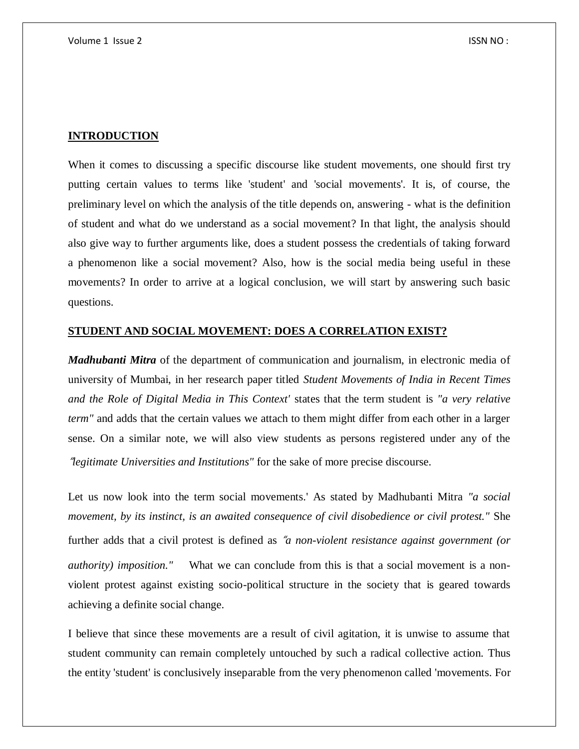## INTRODUCTION

When it comes to discussing a specific discourse like student movements, one should first try putting certain values to terms like 'student' and 'social movements'. It is, of course, the preliminary level on which the analysis of the title depends on, answering - what is the definition of student and what do we understand as a social movement? In that light, the analysis should also give way to further arguments like, does a student possess the credentials of taking forward a phenomenon like a social movement? Also, how is the social media being useful in these movements? In order to arrive at a logical conclusion, we will start by answering such basic questions.

## STUDENT AND SOCIAL MOVEMENT: DOES A CORRELATION EXIST?

***Madhubanti Mitra*** of the department of communication and journalism, in electronic media of university of Mumbai, in her research paper titled *Student Movements of India in Recent Times and the Role of Digital Media in This Context'* states that the term student is *"a very relative term"* and adds that the certain values we attach to them might differ from each other in a larger sense. On a similar note, we will also view students as persons registered under any of the *"legitimate Universities and Institutions"* for the sake of more precise discourse.

Let us now look into the term social movements.' As stated by Madhubanti Mitra *"a social movement, by its instinct, is an awaited consequence of civil disobedience or civil protest."* She further adds that a civil protest is defined as *"a non-violent resistance against government (or authority) imposition."* What we can conclude from this is that a social movement is a non-violent protest against existing socio-political structure in the society that is geared towards achieving a definite social change.

I believe that since these movements are a result of civil agitation, it is unwise to assume that student community can remain completely untouched by such a radical collective action. Thus the entity 'student' is conclusively inseparable from the very phenomenon called 'movements. For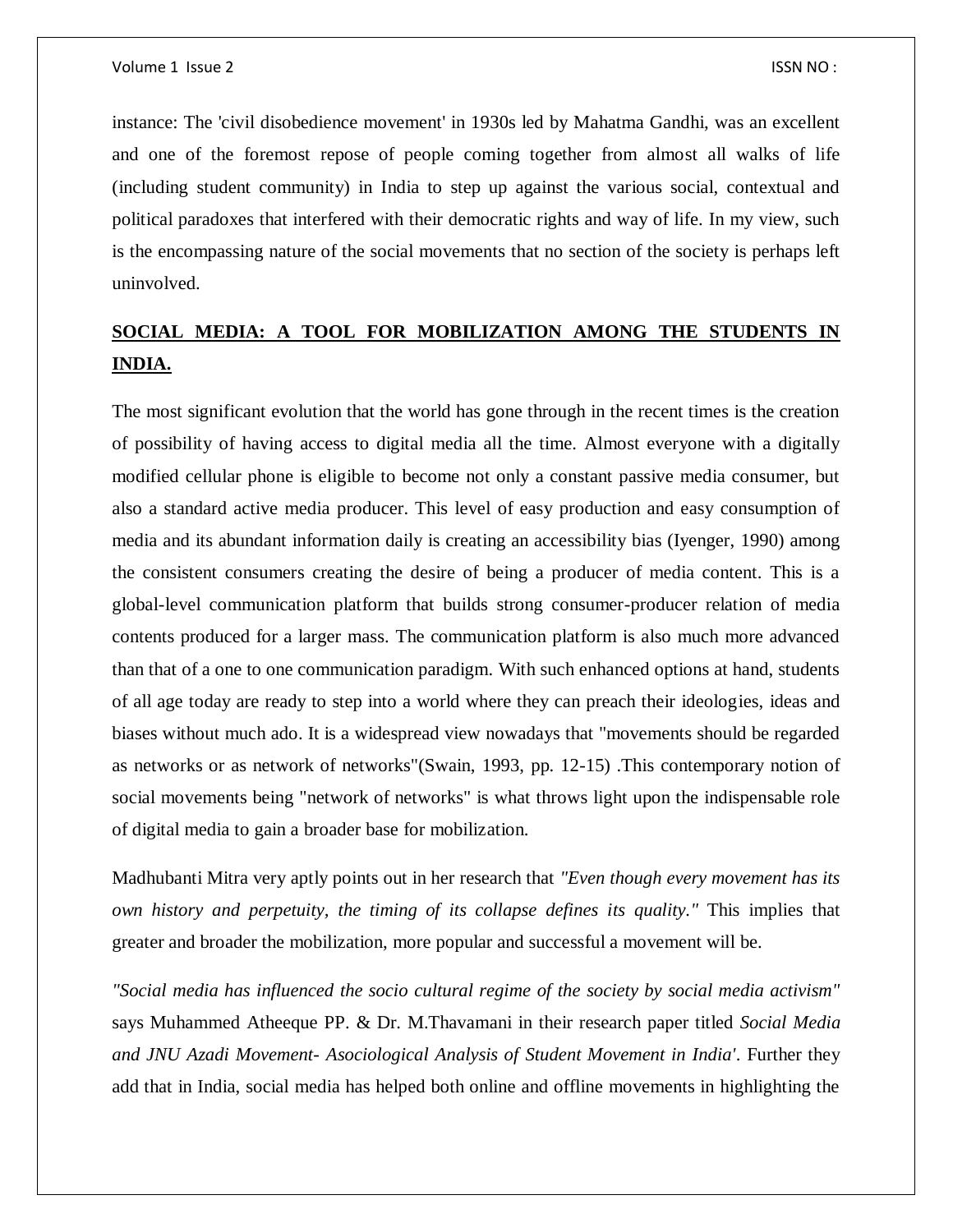instance: The 'civil disobedience movement' in 1930s led by Mahatma Gandhi, was an excellent and one of the foremost repose of people coming together from almost all walks of life (including student community) in India to step up against the various social, contextual and political paradoxes that interfered with their democratic rights and way of life. In my view, such is the encompassing nature of the social movements that no section of the society is perhaps left uninvolved.

## **SOCIAL MEDIA: A TOOL FOR MOBILIZATION AMONG THE STUDENTS IN INDIA.**

The most significant evolution that the world has gone through in the recent times is the creation of possibility of having access to digital media all the time. Almost everyone with a digitally modified cellular phone is eligible to become not only a constant passive media consumer, but also a standard active media producer. This level of easy production and easy consumption of media and its abundant information daily is creating an accessibility bias (Iyenger, 1990) among the consistent consumers creating the desire of being a producer of media content. This is a global-level communication platform that builds strong consumer-producer relation of media contents produced for a larger mass. The communication platform is also much more advanced than that of a one to one communication paradigm. With such enhanced options at hand, students of all age today are ready to step into a world where they can preach their ideologies, ideas and biases without much ado. It is a widespread view nowadays that "movements should be regarded as networks or as network of networks"(Swain, 1993, pp. 12-15) .This contemporary notion of social movements being "network of networks" is what throws light upon the indispensable role of digital media to gain a broader base for mobilization.

Madhubanti Mitra very aptly points out in her research that *"Even though every movement has its own history and perpetuity, the timing of its collapse defines its quality."* This implies that greater and broader the mobilization, more popular and successful a movement will be.

*"Social media has influenced the socio cultural regime of the society by social media activism"* says Muhammed Atheeque PP. & Dr. M.Thavamani in their research paper titled *Social Media and JNU Azadi Movement- Asociological Analysis of Student Movement in India'*. Further they add that in India, social media has helped both online and offline movements in highlighting the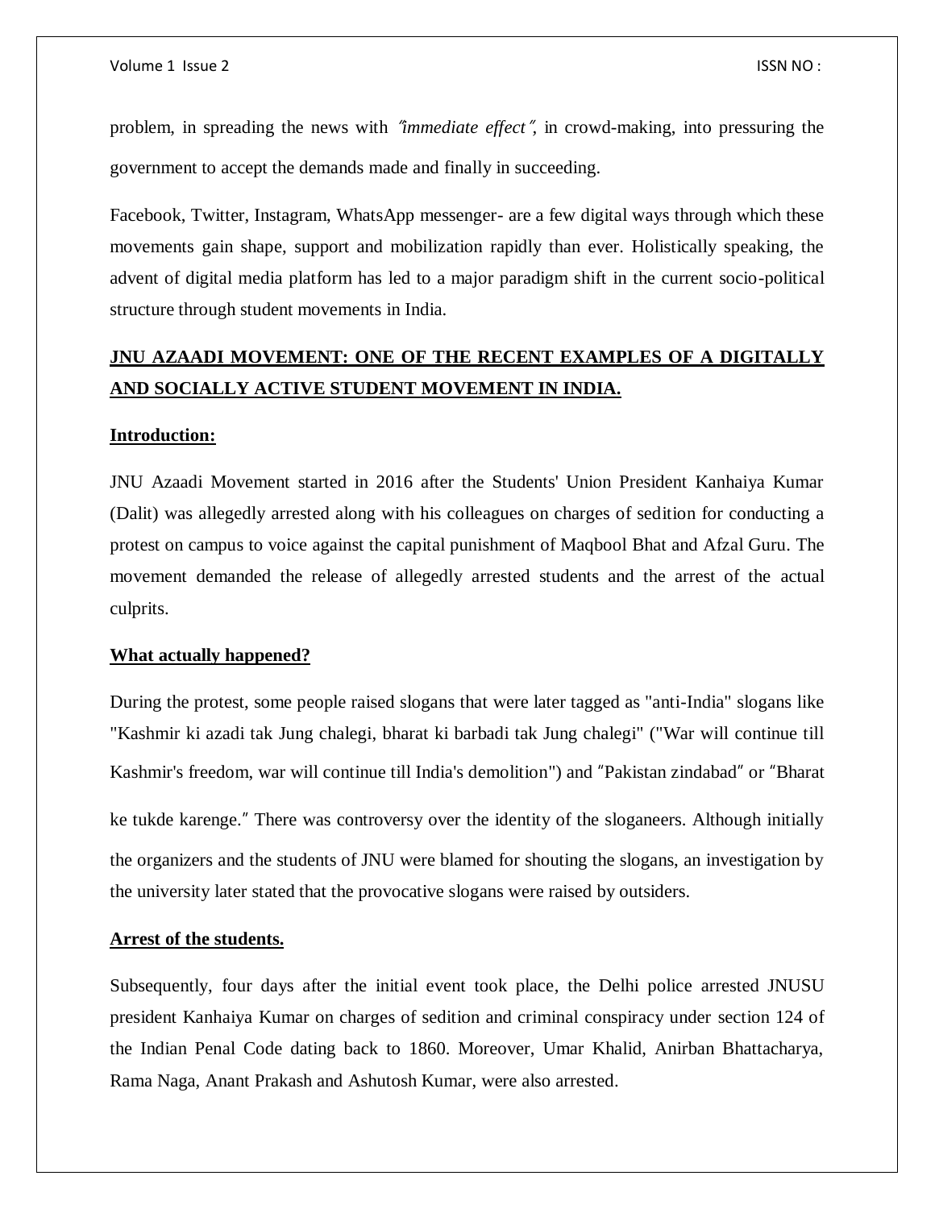problem, in spreading the news with *"immediate effect"*, in crowd-making, into pressuring the government to accept the demands made and finally in succeeding.

Facebook, Twitter, Instagram, WhatsApp messenger- are a few digital ways through which these movements gain shape, support and mobilization rapidly than ever. Holistically speaking, the advent of digital media platform has led to a major paradigm shift in the current socio-political structure through student movements in India.

## JNU AZAADI MOVEMENT: ONE OF THE RECENT EXAMPLES OF A DIGITALLY AND SOCIALLY ACTIVE STUDENT MOVEMENT IN INDIA.

### Introduction:

JNU Azaadi Movement started in 2016 after the Students' Union President Kanhaiya Kumar (Dalit) was allegedly arrested along with his colleagues on charges of sedition for conducting a protest on campus to voice against the capital punishment of Maqbool Bhat and Afzal Guru. The movement demanded the release of allegedly arrested students and the arrest of the actual culprits.

### What actually happened?

During the protest, some people raised slogans that were later tagged as "anti-India" slogans like "Kashmir ki azadi tak Jung chalegi, bharat ki barbadi tak Jung chalegi" ("War will continue till Kashmir's freedom, war will continue till India's demolition") and "Pakistan zindabad" or "Bharat ke tukde karenge." There was controversy over the identity of the sloganeers. Although initially the organizers and the students of JNU were blamed for shouting the slogans, an investigation by the university later stated that the provocative slogans were raised by outsiders.

### Arrest of the students.

Subsequently, four days after the initial event took place, the Delhi police arrested JNUSU president Kanhaiya Kumar on charges of sedition and criminal conspiracy under section 124 of the Indian Penal Code dating back to 1860. Moreover, Umar Khalid, Anirban Bhattacharya, Rama Naga, Anant Prakash and Ashutosh Kumar, were also arrested.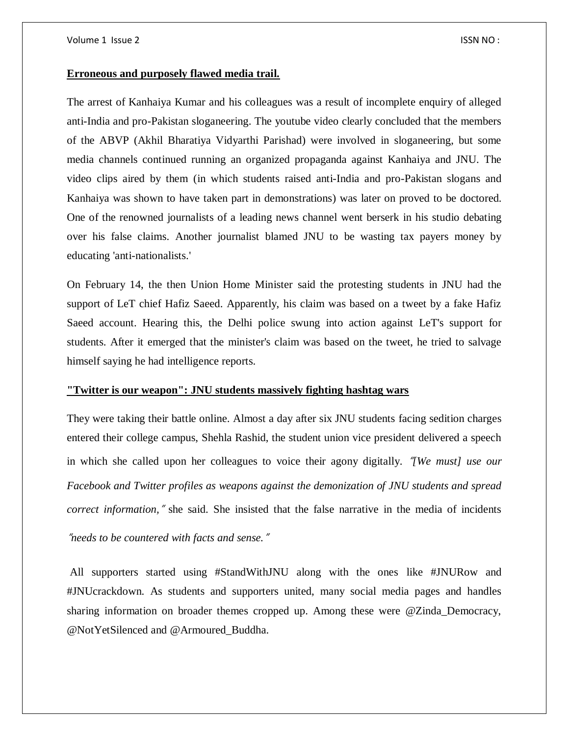**Erroneous and purposely flawed media trail.**

The arrest of Kanhaiya Kumar and his colleagues was a result of incomplete enquiry of alleged anti-India and pro-Pakistan sloganeering. The youtube video clearly concluded that the members of the ABVP (Akhil Bharatiya Vidyarthi Parishad) were involved in sloganeering, but some media channels continued running an organized propaganda against Kanhaiya and JNU. The video clips aired by them (in which students raised anti-India and pro-Pakistan slogans and Kanhaiya was shown to have taken part in demonstrations) was later on proved to be doctored. One of the renowned journalists of a leading news channel went berserk in his studio debating over his false claims. Another journalist blamed JNU to be wasting tax payers money by educating 'anti-nationalists.'

On February 14, the then Union Home Minister said the protesting students in JNU had the support of LeT chief Hafiz Saeed. Apparently, his claim was based on a tweet by a fake Hafiz Saeed account. Hearing this, the Delhi police swung into action against LeT's support for students. After it emerged that the minister's claim was based on the tweet, he tried to salvage himself saying he had intelligence reports.

**"Twitter is our weapon": JNU students massively fighting hashtag wars**

They were taking their battle online. Almost a day after six JNU students facing sedition charges entered their college campus, Shehla Rashid, the student union vice president delivered a speech in which she called upon her colleagues to voice their agony digitally. *"[We must] use our Facebook and Twitter profiles as weapons against the demonization of JNU students and spread correct information,"* she said. She insisted that the false narrative in the media of incidents *"needs to be countered with facts and sense."*

All supporters started using #StandWithJNU along with the ones like #JNURow and #JNUcrackdown. As students and supporters united, many social media pages and handles sharing information on broader themes cropped up. Among these were @Zinda_Democracy, @NotYetSilenced and @Armoured_Buddha.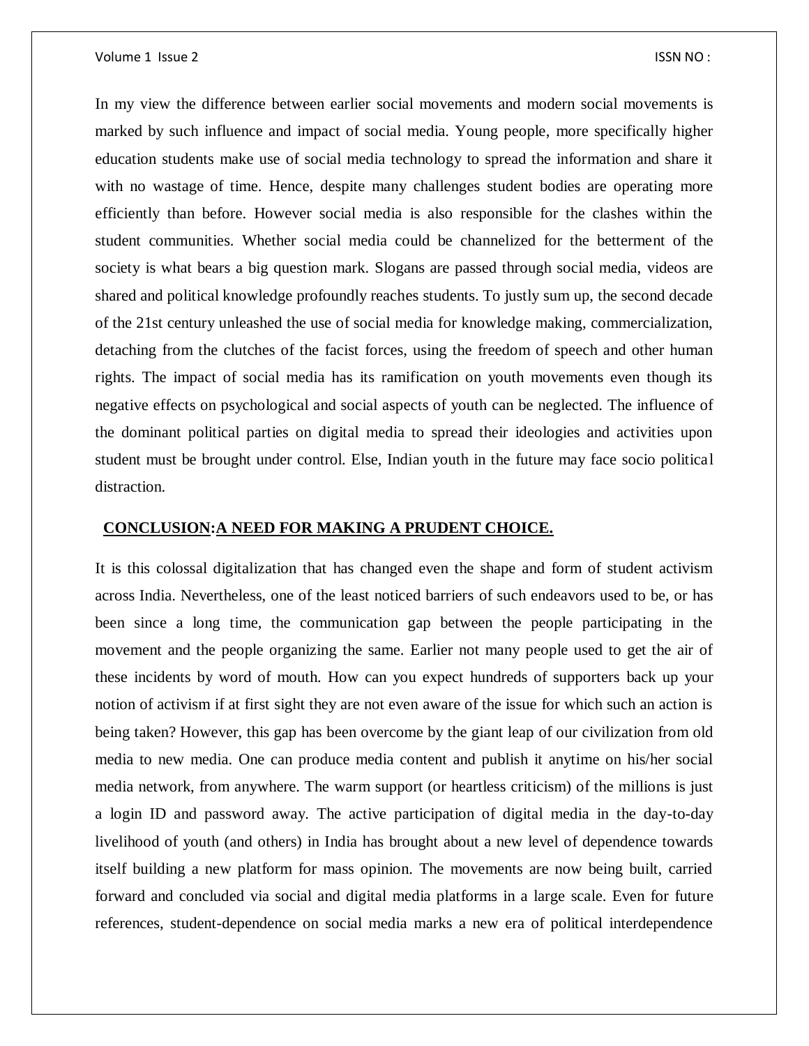In my view the difference between earlier social movements and modern social movements is marked by such influence and impact of social media. Young people, more specifically higher education students make use of social media technology to spread the information and share it with no wastage of time. Hence, despite many challenges student bodies are operating more efficiently than before. However social media is also responsible for the clashes within the student communities. Whether social media could be channelized for the betterment of the society is what bears a big question mark. Slogans are passed through social media, videos are shared and political knowledge profoundly reaches students. To justly sum up, the second decade of the 21st century unleashed the use of social media for knowledge making, commercialization, detaching from the clutches of the facist forces, using the freedom of speech and other human rights. The impact of social media has its ramification on youth movements even though its negative effects on psychological and social aspects of youth can be neglected. The influence of the dominant political parties on digital media to spread their ideologies and activities upon student must be brought under control. Else, Indian youth in the future may face socio political distraction.

## CONCLUSION:A NEED FOR MAKING A PRUDENT CHOICE.

It is this colossal digitalization that has changed even the shape and form of student activism across India. Nevertheless, one of the least noticed barriers of such endeavors used to be, or has been since a long time, the communication gap between the people participating in the movement and the people organizing the same. Earlier not many people used to get the air of these incidents by word of mouth. How can you expect hundreds of supporters back up your notion of activism if at first sight they are not even aware of the issue for which such an action is being taken? However, this gap has been overcome by the giant leap of our civilization from old media to new media. One can produce media content and publish it anytime on his/her social media network, from anywhere. The warm support (or heartless criticism) of the millions is just a login ID and password away. The active participation of digital media in the day-to-day livelihood of youth (and others) in India has brought about a new level of dependence towards itself building a new platform for mass opinion. The movements are now being built, carried forward and concluded via social and digital media platforms in a large scale. Even for future references, student-dependence on social media marks a new era of political interdependence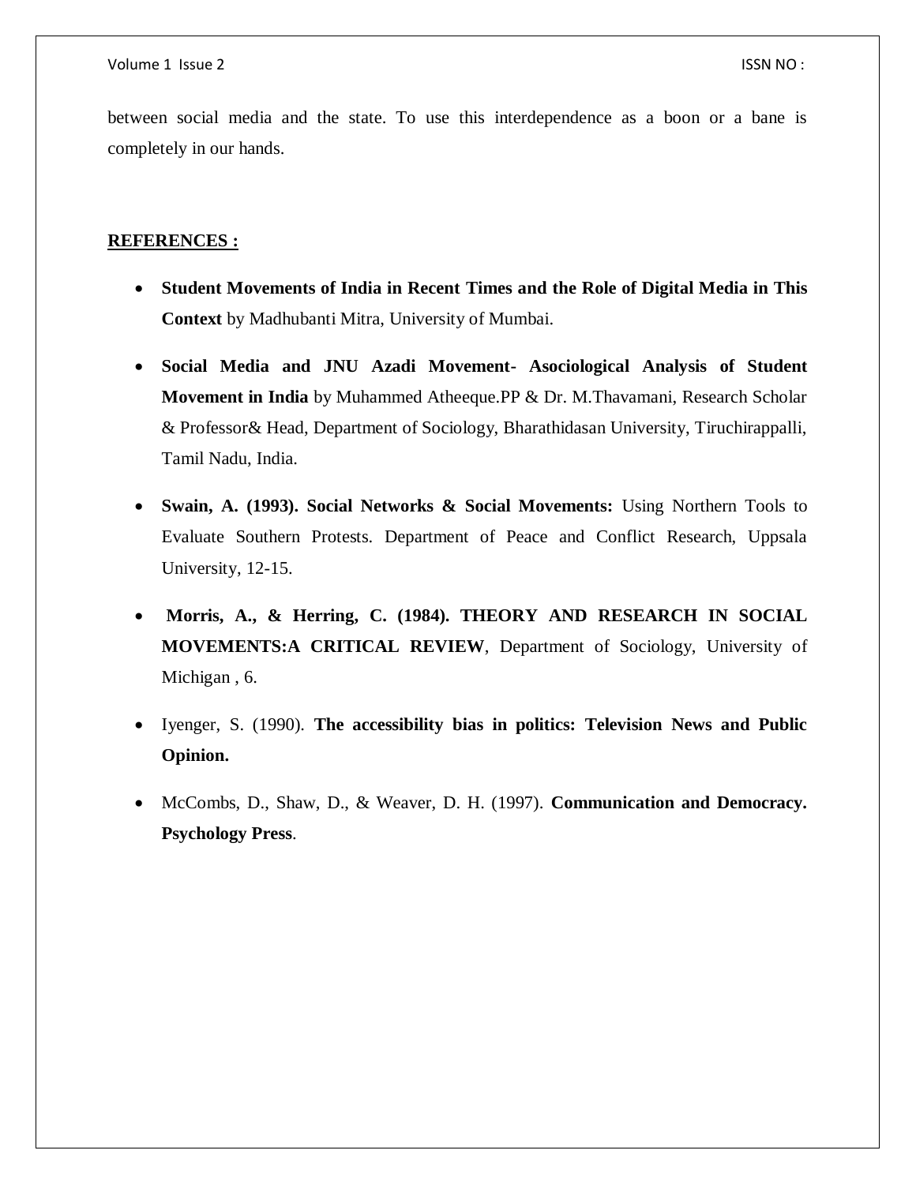between social media and the state. To use this interdependence as a boon or a bane is completely in our hands.

**REFERENCES :**

- **Student Movements of India in Recent Times and the Role of Digital Media in This Context** by Madhubanti Mitra, University of Mumbai.
- **Social Media and JNU Azadi Movement- Asociological Analysis of Student Movement in India** by Muhammed Atheeque.PP & Dr. M.Thavamani, Research Scholar & Professor& Head, Department of Sociology, Bharathidasan University, Tiruchirappalli, Tamil Nadu, India.
- **Swain, A. (1993). Social Networks & Social Movements:** Using Northern Tools to Evaluate Southern Protests. Department of Peace and Conflict Research, Uppsala University, 12-15.
- **Morris, A., & Herring, C. (1984). THEORY AND RESEARCH IN SOCIAL MOVEMENTS:A CRITICAL REVIEW**, Department of Sociology, University of Michigan , 6.
- Iyenger, S. (1990). **The accessibility bias in politics: Television News and Public Opinion.**
- McCombs, D., Shaw, D., & Weaver, D. H. (1997). **Communication and Democracy. Psychology Press**.